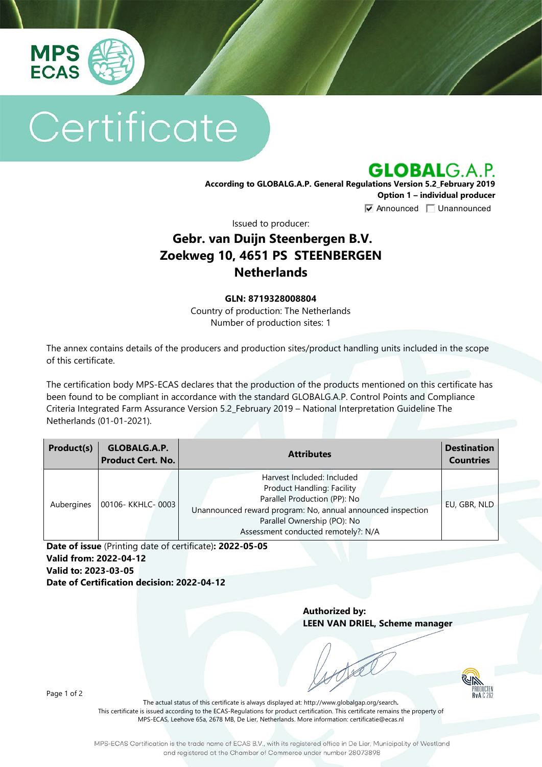MPS ECAS

# Certificate

**GLOBALG.A.P.**

**According to GLOBALG.A.P. General Regulations Version 5.2_February 2019**
**Option 1 – individual producer**

☑ Announced ☐ Unannounced

Issued to producer:

## Gebr. van Duijn Steenbergen B.V.
## Zoekweg 10, 4651 PS STEENBERGEN
## Netherlands

**GLN: 8719328008804**
Country of production: The Netherlands
Number of production sites: 1

The annex contains details of the producers and production sites/product handling units included in the scope of this certificate.

The certification body MPS-ECAS declares that the production of the products mentioned on this certificate has been found to be compliant in accordance with the standard GLOBALG.A.P. Control Points and Compliance Criteria Integrated Farm Assurance Version 5.2_February 2019 – National Interpretation Guideline The Netherlands (01-01-2021).

| Product(s) | GLOBALG.A.P. Product Cert. No. | Attributes | Destination Countries |
|---|---|---|---|
| Aubergines | 00106- KKHLC- 0003 | Harvest Included: Included<br>Product Handling: Facility<br>Parallel Production (PP): No<br>Unannounced reward program: No, annual announced inspection<br>Parallel Ownership (PO): No<br>Assessment conducted remotely?: N/A | EU, GBR, NLD |

**Date of issue** (Printing date of certificate)**: 2022-05-05**
**Valid from: 2022-04-12**
**Valid to: 2023-03-05**
**Date of Certification decision: 2022-04-12**

**Authorized by:**
**LEEN VAN DRIEL, Scheme manager**

RvA C 262

The actual status of this certificate is always displayed at: http://www.globalgap.org/search**.**
This certificate is issued according to the ECAS-Regulations for product certification. This certificate remains the property of MPS-ECAS, Leehove 65a, 2678 MB, De Lier, Netherlands. More information: certificatie@ecas.nl

MPS-ECAS Certification is the trade name of ECAS B.V., with its registered office in De Lier, Municipality of Westland and registered at the Chamber of Commerce under number 28073898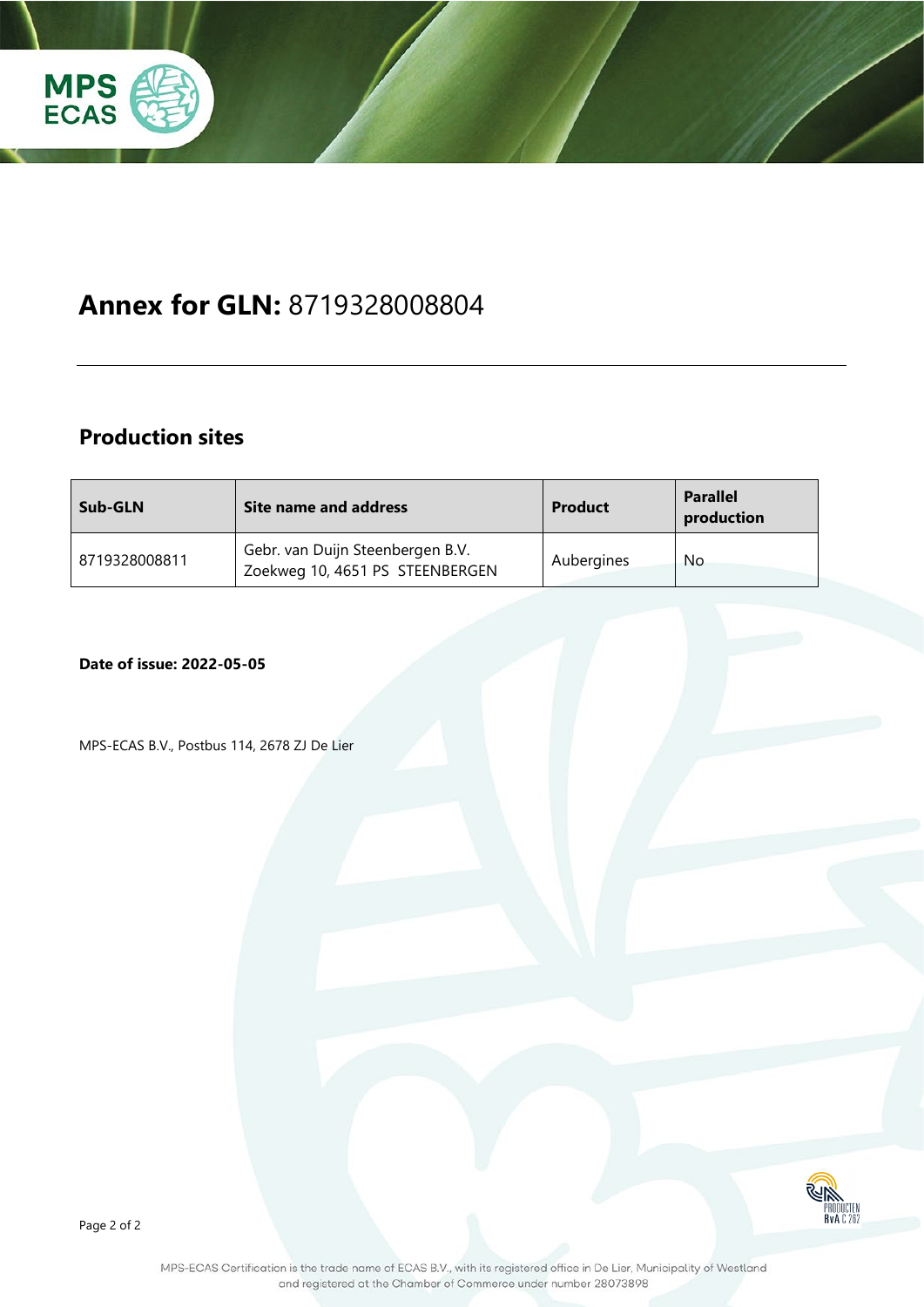# Annex for GLN: 8719328008804

## Production sites

| Sub-GLN | Site name and address | Product | Parallel production |
|---|---|---|---|
| 8719328008811 | Gebr. van Duijn Steenbergen B.V.<br>Zoekweg 10, 4651 PS STEENBERGEN | Aubergines | No |

**Date of issue: 2022-05-05**

MPS-ECAS B.V., Postbus 114, 2678 ZJ De Lier

MPS-ECAS Certification is the trade name of ECAS B.V., with its registered office in De Lier, Municipality of Westland and registered at the Chamber of Commerce under number 28073898